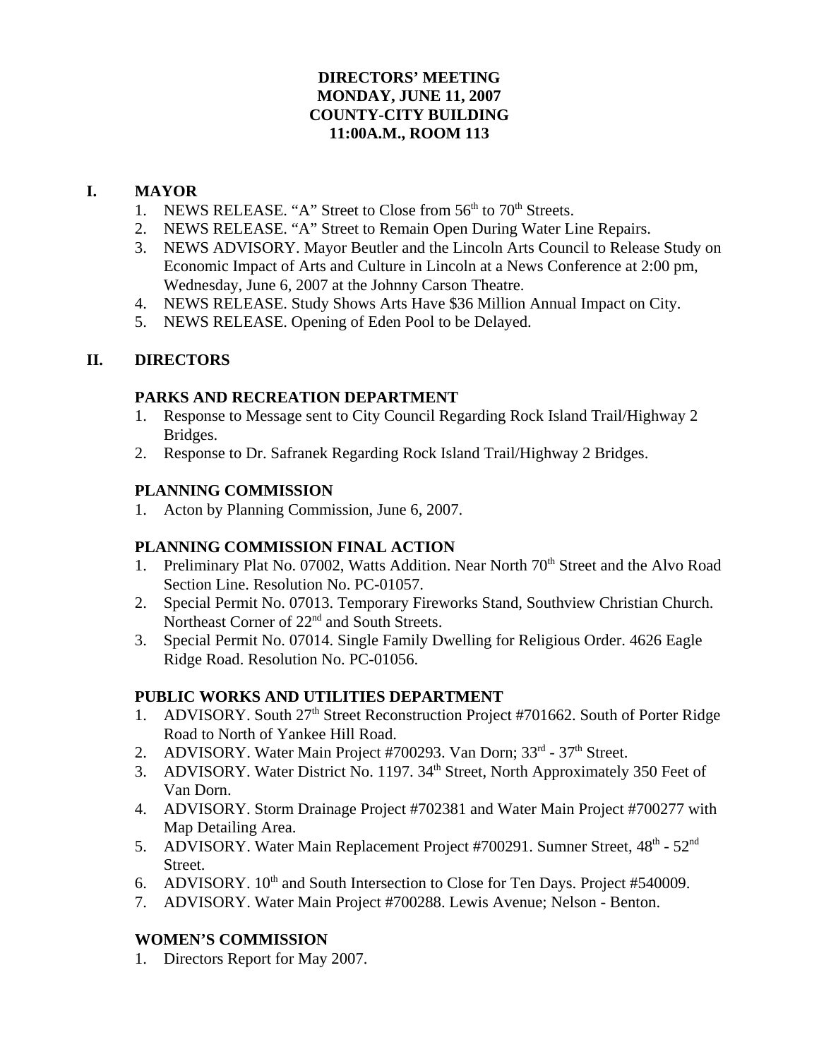**DIRECTORS' MEETING**
**MONDAY, JUNE 11, 2007**
**COUNTY-CITY BUILDING**
**11:00A.M., ROOM 113**

## I. MAYOR

1. NEWS RELEASE. "A" Street to Close from 56th to 70th Streets.
2. NEWS RELEASE. "A" Street to Remain Open During Water Line Repairs.
3. NEWS ADVISORY. Mayor Beutler and the Lincoln Arts Council to Release Study on Economic Impact of Arts and Culture in Lincoln at a News Conference at 2:00 pm, Wednesday, June 6, 2007 at the Johnny Carson Theatre.
4. NEWS RELEASE. Study Shows Arts Have $36 Million Annual Impact on City.
5. NEWS RELEASE. Opening of Eden Pool to be Delayed.

## II. DIRECTORS

### PARKS AND RECREATION DEPARTMENT

1. Response to Message sent to City Council Regarding Rock Island Trail/Highway 2 Bridges.
2. Response to Dr. Safranek Regarding Rock Island Trail/Highway 2 Bridges.

### PLANNING COMMISSION

1. Acton by Planning Commission, June 6, 2007.

### PLANNING COMMISSION FINAL ACTION

1. Preliminary Plat No. 07002, Watts Addition. Near North 70th Street and the Alvo Road Section Line. Resolution No. PC-01057.
2. Special Permit No. 07013. Temporary Fireworks Stand, Southview Christian Church. Northeast Corner of 22nd and South Streets.
3. Special Permit No. 07014. Single Family Dwelling for Religious Order. 4626 Eagle Ridge Road. Resolution No. PC-01056.

### PUBLIC WORKS AND UTILITIES DEPARTMENT

1. ADVISORY. South 27th Street Reconstruction Project #701662. South of Porter Ridge Road to North of Yankee Hill Road.
2. ADVISORY. Water Main Project #700293. Van Dorn; 33rd - 37th Street.
3. ADVISORY. Water District No. 1197. 34th Street, North Approximately 350 Feet of Van Dorn.
4. ADVISORY. Storm Drainage Project #702381 and Water Main Project #700277 with Map Detailing Area.
5. ADVISORY. Water Main Replacement Project #700291. Sumner Street, 48th - 52nd Street.
6. ADVISORY. 10th and South Intersection to Close for Ten Days. Project #540009.
7. ADVISORY. Water Main Project #700288. Lewis Avenue; Nelson - Benton.

### WOMEN'S COMMISSION

1. Directors Report for May 2007.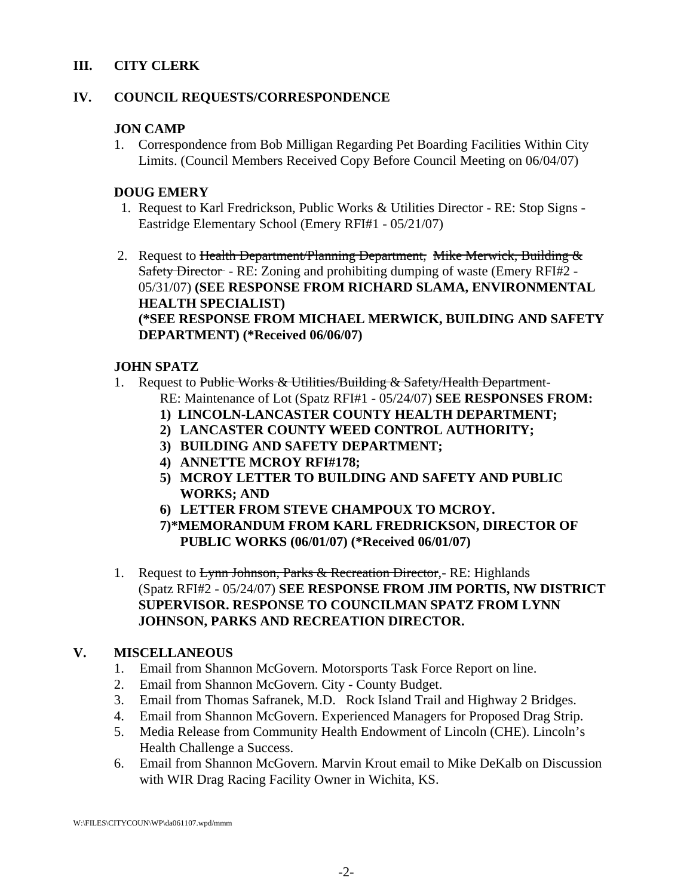## III. CITY CLERK

## IV. COUNCIL REQUESTS/CORRESPONDENCE

### JON CAMP

1. Correspondence from Bob Milligan Regarding Pet Boarding Facilities Within City Limits. (Council Members Received Copy Before Council Meeting on 06/04/07)

### DOUG EMERY

1. Request to Karl Fredrickson, Public Works & Utilities Director - RE: Stop Signs - Eastridge Elementary School (Emery RFI#1 - 05/21/07)

2. Request to ~~Health Department/Planning Department, Mike Merwick, Building & Safety Director~~ - RE: Zoning and prohibiting dumping of waste (Emery RFI#2 - 05/31/07) **(SEE RESPONSE FROM RICHARD SLAMA, ENVIRONMENTAL HEALTH SPECIALIST)** **(*SEE RESPONSE FROM MICHAEL MERWICK, BUILDING AND SAFETY DEPARTMENT) (*Received 06/06/07)**

### JOHN SPATZ

1. Request to ~~Public Works & Utilities/Building & Safety/Health Department~~- RE: Maintenance of Lot (Spatz RFI#1 - 05/24/07) **SEE RESPONSES FROM:**
   **1) LINCOLN-LANCASTER COUNTY HEALTH DEPARTMENT;**
   **2) LANCASTER COUNTY WEED CONTROL AUTHORITY;**
   **3) BUILDING AND SAFETY DEPARTMENT;**
   **4) ANNETTE MCROY RFI#178;**
   **5) MCROY LETTER TO BUILDING AND SAFETY AND PUBLIC WORKS; AND**
   **6) LETTER FROM STEVE CHAMPOUX TO MCROY.**
   **7)*MEMORANDUM FROM KARL FREDRICKSON, DIRECTOR OF PUBLIC WORKS (06/01/07) (*Received 06/01/07)**

1. Request to ~~Lynn Johnson, Parks & Recreation Director,~~- RE: Highlands (Spatz RFI#2 - 05/24/07) **SEE RESPONSE FROM JIM PORTIS, NW DISTRICT SUPERVISOR. RESPONSE TO COUNCILMAN SPATZ FROM LYNN JOHNSON, PARKS AND RECREATION DIRECTOR.**

## V. MISCELLANEOUS

1. Email from Shannon McGovern. Motorsports Task Force Report on line.
2. Email from Shannon McGovern. City - County Budget.
3. Email from Thomas Safranek, M.D. Rock Island Trail and Highway 2 Bridges.
4. Email from Shannon McGovern. Experienced Managers for Proposed Drag Strip.
5. Media Release from Community Health Endowment of Lincoln (CHE). Lincoln's Health Challenge a Success.
6. Email from Shannon McGovern. Marvin Krout email to Mike DeKalb on Discussion with WIR Drag Racing Facility Owner in Wichita, KS.

W:\FILES\CITYCOUN\WP\da061107.wpd/mmm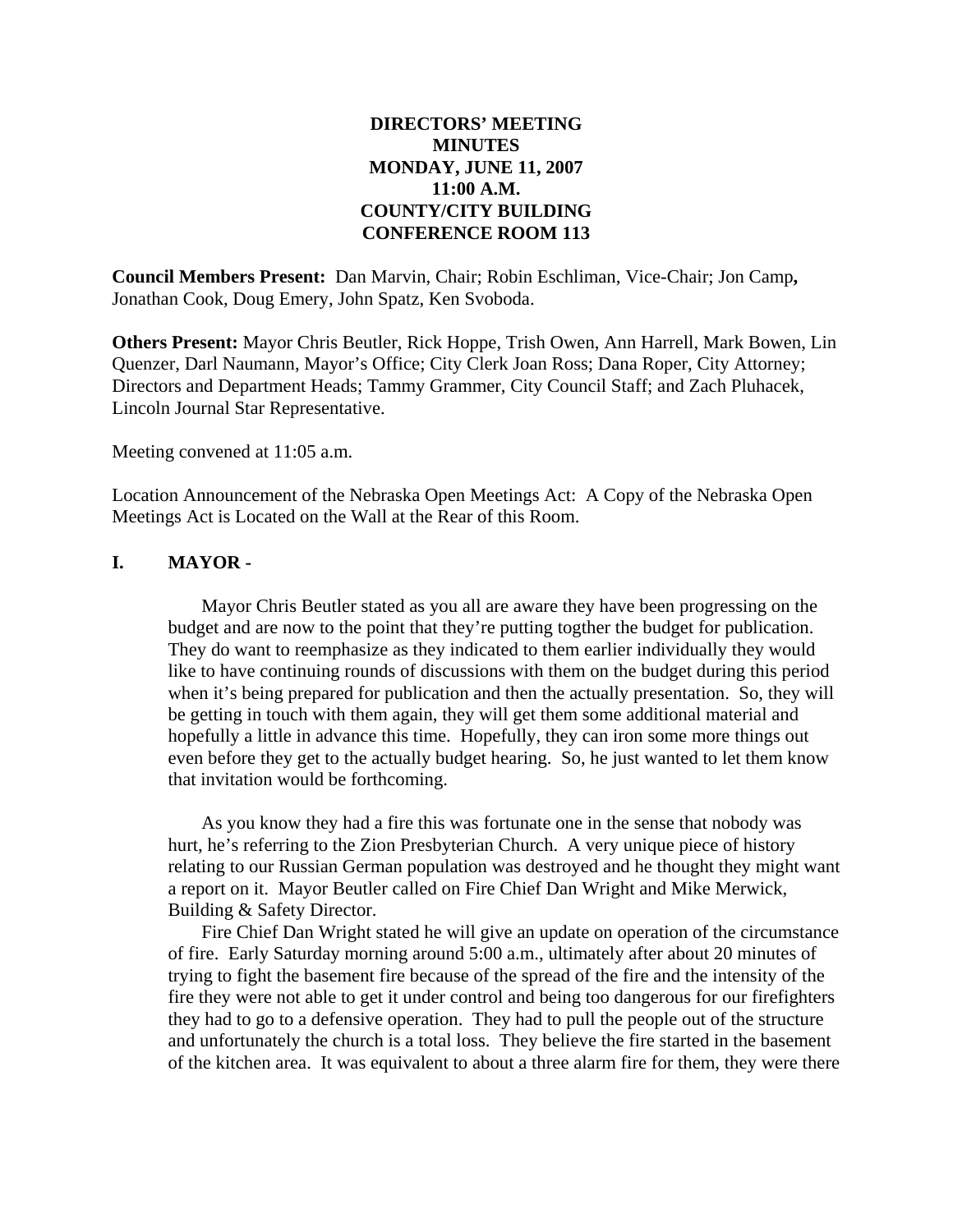**DIRECTORS' MEETING**
**MINUTES**
**MONDAY, JUNE 11, 2007**
**11:00 A.M.**
**COUNTY/CITY BUILDING**
**CONFERENCE ROOM 113**

**Council Members Present:** Dan Marvin, Chair; Robin Eschliman, Vice-Chair; Jon Camp**,** Jonathan Cook, Doug Emery, John Spatz, Ken Svoboda.

**Others Present:** Mayor Chris Beutler, Rick Hoppe, Trish Owen, Ann Harrell, Mark Bowen, Lin Quenzer, Darl Naumann, Mayor's Office; City Clerk Joan Ross; Dana Roper, City Attorney; Directors and Department Heads; Tammy Grammer, City Council Staff; and Zach Pluhacek, Lincoln Journal Star Representative.

Meeting convened at 11:05 a.m.

Location Announcement of the Nebraska Open Meetings Act: A Copy of the Nebraska Open Meetings Act is Located on the Wall at the Rear of this Room.

## I. MAYOR -

Mayor Chris Beutler stated as you all are aware they have been progressing on the budget and are now to the point that they're putting togther the budget for publication. They do want to reemphasize as they indicated to them earlier individually they would like to have continuing rounds of discussions with them on the budget during this period when it's being prepared for publication and then the actually presentation. So, they will be getting in touch with them again, they will get them some additional material and hopefully a little in advance this time. Hopefully, they can iron some more things out even before they get to the actually budget hearing. So, he just wanted to let them know that invitation would be forthcoming.

As you know they had a fire this was fortunate one in the sense that nobody was hurt, he's referring to the Zion Presbyterian Church. A very unique piece of history relating to our Russian German population was destroyed and he thought they might want a report on it. Mayor Beutler called on Fire Chief Dan Wright and Mike Merwick, Building & Safety Director.

Fire Chief Dan Wright stated he will give an update on operation of the circumstance of fire. Early Saturday morning around 5:00 a.m., ultimately after about 20 minutes of trying to fight the basement fire because of the spread of the fire and the intensity of the fire they were not able to get it under control and being too dangerous for our firefighters they had to go to a defensive operation. They had to pull the people out of the structure and unfortunately the church is a total loss. They believe the fire started in the basement of the kitchen area. It was equivalent to about a three alarm fire for them, they were there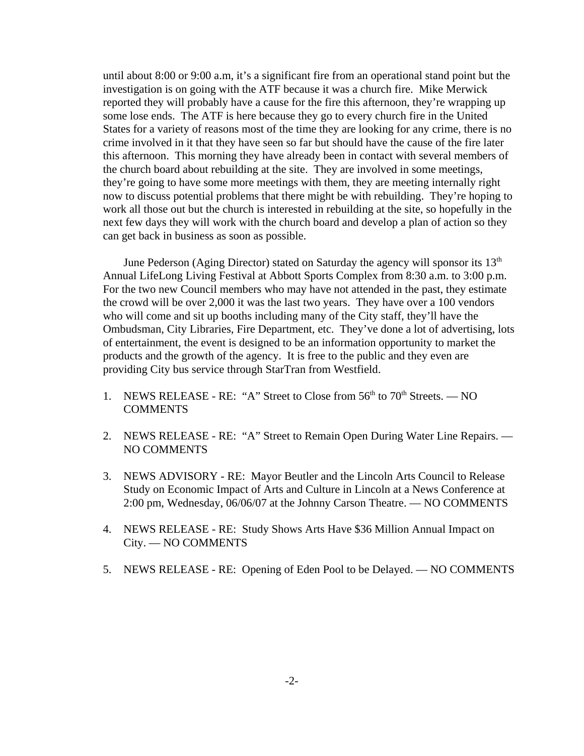until about 8:00 or 9:00 a.m, it's a significant fire from an operational stand point but the investigation is on going with the ATF because it was a church fire. Mike Merwick reported they will probably have a cause for the fire this afternoon, they're wrapping up some lose ends. The ATF is here because they go to every church fire in the United States for a variety of reasons most of the time they are looking for any crime, there is no crime involved in it that they have seen so far but should have the cause of the fire later this afternoon. This morning they have already been in contact with several members of the church board about rebuilding at the site. They are involved in some meetings, they're going to have some more meetings with them, they are meeting internally right now to discuss potential problems that there might be with rebuilding. They're hoping to work all those out but the church is interested in rebuilding at the site, so hopefully in the next few days they will work with the church board and develop a plan of action so they can get back in business as soon as possible.

June Pederson (Aging Director) stated on Saturday the agency will sponsor its 13th Annual LifeLong Living Festival at Abbott Sports Complex from 8:30 a.m. to 3:00 p.m. For the two new Council members who may have not attended in the past, they estimate the crowd will be over 2,000 it was the last two years. They have over a 100 vendors who will come and sit up booths including many of the City staff, they'll have the Ombudsman, City Libraries, Fire Department, etc. They've done a lot of advertising, lots of entertainment, the event is designed to be an information opportunity to market the products and the growth of the agency. It is free to the public and they even are providing City bus service through StarTran from Westfield.

1. NEWS RELEASE - RE: "A" Street to Close from 56th to 70th Streets. — NO COMMENTS

2. NEWS RELEASE - RE: "A" Street to Remain Open During Water Line Repairs. — NO COMMENTS

3. NEWS ADVISORY - RE: Mayor Beutler and the Lincoln Arts Council to Release Study on Economic Impact of Arts and Culture in Lincoln at a News Conference at 2:00 pm, Wednesday, 06/06/07 at the Johnny Carson Theatre. — NO COMMENTS

4. NEWS RELEASE - RE: Study Shows Arts Have $36 Million Annual Impact on City. — NO COMMENTS

5. NEWS RELEASE - RE: Opening of Eden Pool to be Delayed. — NO COMMENTS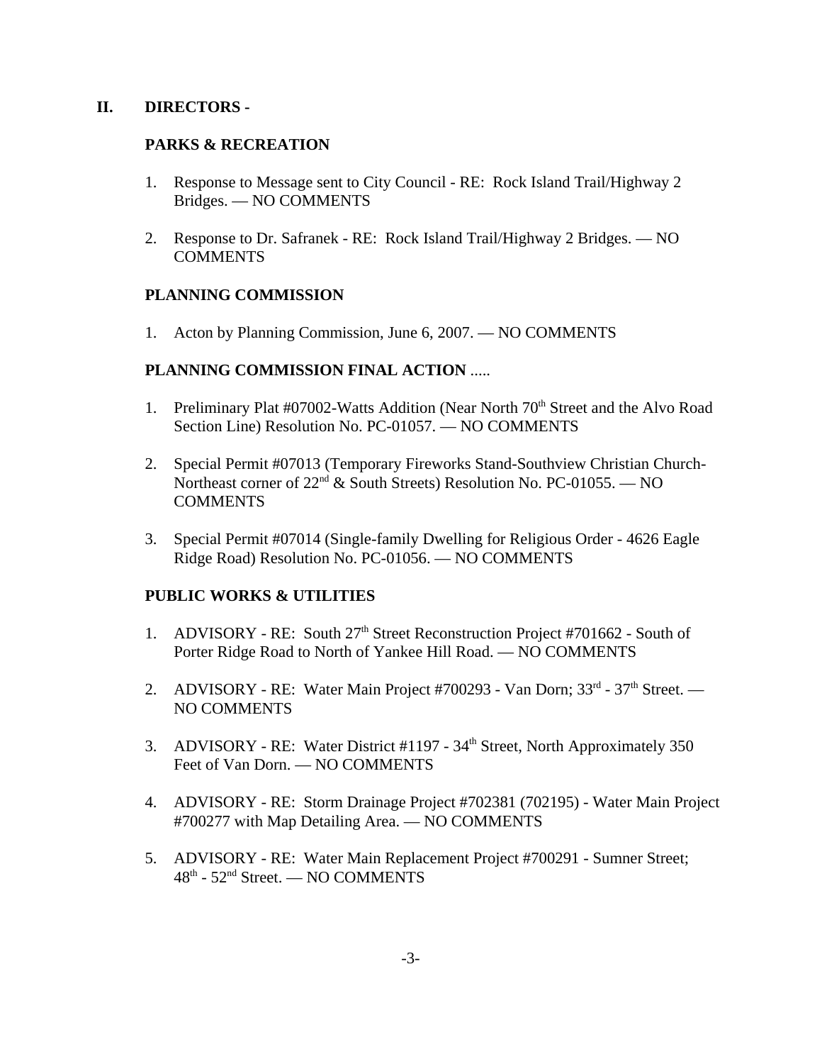## II. DIRECTORS -

### PARKS & RECREATION

1. Response to Message sent to City Council - RE: Rock Island Trail/Highway 2 Bridges. — NO COMMENTS

2. Response to Dr. Safranek - RE: Rock Island Trail/Highway 2 Bridges. — NO COMMENTS

### PLANNING COMMISSION

1. Acton by Planning Commission, June 6, 2007. — NO COMMENTS

### PLANNING COMMISSION FINAL ACTION .....

1. Preliminary Plat #07002-Watts Addition (Near North 70th Street and the Alvo Road Section Line) Resolution No. PC-01057. — NO COMMENTS

2. Special Permit #07013 (Temporary Fireworks Stand-Southview Christian Church-Northeast corner of 22nd & South Streets) Resolution No. PC-01055. — NO COMMENTS

3. Special Permit #07014 (Single-family Dwelling for Religious Order - 4626 Eagle Ridge Road) Resolution No. PC-01056. — NO COMMENTS

### PUBLIC WORKS & UTILITIES

1. ADVISORY - RE: South 27th Street Reconstruction Project #701662 - South of Porter Ridge Road to North of Yankee Hill Road. — NO COMMENTS

2. ADVISORY - RE: Water Main Project #700293 - Van Dorn; 33rd - 37th Street. — NO COMMENTS

3. ADVISORY - RE: Water District #1197 - 34th Street, North Approximately 350 Feet of Van Dorn. — NO COMMENTS

4. ADVISORY - RE: Storm Drainage Project #702381 (702195) - Water Main Project #700277 with Map Detailing Area. — NO COMMENTS

5. ADVISORY - RE: Water Main Replacement Project #700291 - Sumner Street; 48th - 52nd Street. — NO COMMENTS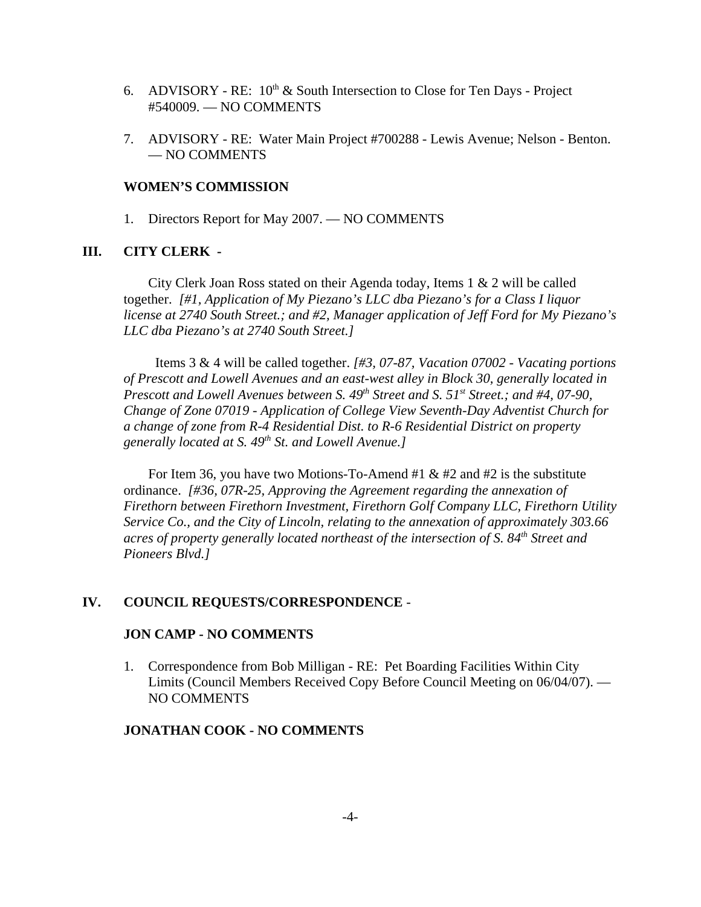6. ADVISORY - RE: 10th & South Intersection to Close for Ten Days - Project #540009. — NO COMMENTS

7. ADVISORY - RE: Water Main Project #700288 - Lewis Avenue; Nelson - Benton. — NO COMMENTS

**WOMEN'S COMMISSION**

1. Directors Report for May 2007. — NO COMMENTS

## III. CITY CLERK -

City Clerk Joan Ross stated on their Agenda today, Items 1 & 2 will be called together. *[#1, Application of My Piezano's LLC dba Piezano's for a Class I liquor license at 2740 South Street.; and #2, Manager application of Jeff Ford for My Piezano's LLC dba Piezano's at 2740 South Street.]*

Items 3 & 4 will be called together. *[#3, 07-87, Vacation 07002 - Vacating portions of Prescott and Lowell Avenues and an east-west alley in Block 30, generally located in Prescott and Lowell Avenues between S. 49th Street and S. 51st Street.; and #4, 07-90, Change of Zone 07019 - Application of College View Seventh-Day Adventist Church for a change of zone from R-4 Residential Dist. to R-6 Residential District on property generally located at S. 49th St. and Lowell Avenue.]*

For Item 36, you have two Motions-To-Amend #1 & #2 and #2 is the substitute ordinance. *[#36, 07R-25, Approving the Agreement regarding the annexation of Firethorn between Firethorn Investment, Firethorn Golf Company LLC, Firethorn Utility Service Co., and the City of Lincoln, relating to the annexation of approximately 303.66 acres of property generally located northeast of the intersection of S. 84th Street and Pioneers Blvd.]*

## IV. COUNCIL REQUESTS/CORRESPONDENCE -

**JON CAMP - NO COMMENTS**

1. Correspondence from Bob Milligan - RE: Pet Boarding Facilities Within City Limits (Council Members Received Copy Before Council Meeting on 06/04/07). — NO COMMENTS

**JONATHAN COOK - NO COMMENTS**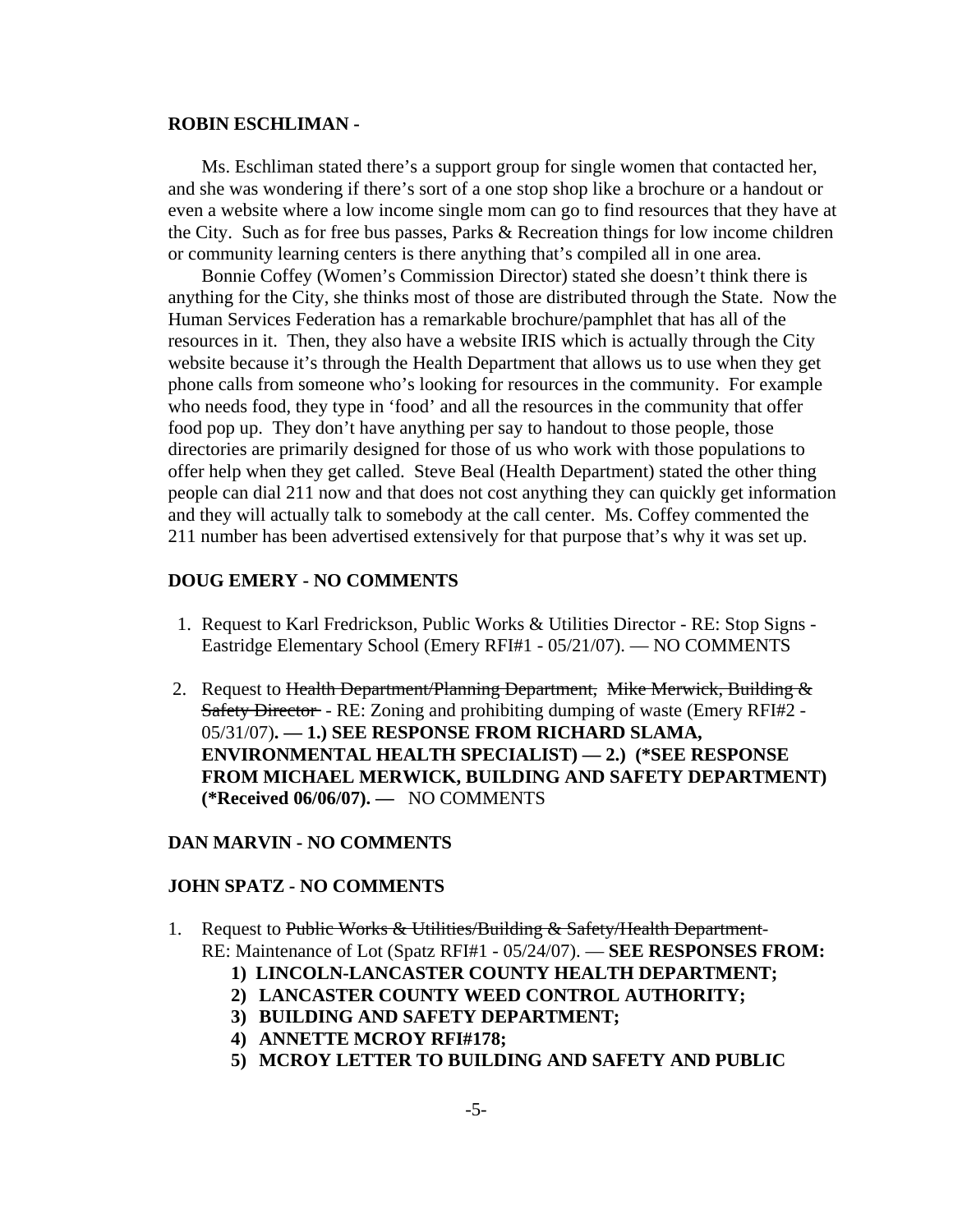**ROBIN ESCHLIMAN -**

Ms. Eschliman stated there's a support group for single women that contacted her, and she was wondering if there's sort of a one stop shop like a brochure or a handout or even a website where a low income single mom can go to find resources that they have at the City. Such as for free bus passes, Parks & Recreation things for low income children or community learning centers is there anything that's compiled all in one area.

Bonnie Coffey (Women's Commission Director) stated she doesn't think there is anything for the City, she thinks most of those are distributed through the State. Now the Human Services Federation has a remarkable brochure/pamphlet that has all of the resources in it. Then, they also have a website IRIS which is actually through the City website because it's through the Health Department that allows us to use when they get phone calls from someone who's looking for resources in the community. For example who needs food, they type in 'food' and all the resources in the community that offer food pop up. They don't have anything per say to handout to those people, those directories are primarily designed for those of us who work with those populations to offer help when they get called. Steve Beal (Health Department) stated the other thing people can dial 211 now and that does not cost anything they can quickly get information and they will actually talk to somebody at the call center. Ms. Coffey commented the 211 number has been advertised extensively for that purpose that's why it was set up.

**DOUG EMERY - NO COMMENTS**

1. Request to Karl Fredrickson, Public Works & Utilities Director - RE: Stop Signs - Eastridge Elementary School (Emery RFI#1 - 05/21/07). — NO COMMENTS

2. Request to ~~Health Department/Planning Department~~, ~~Mike Merwick, Building & Safety Director~~ - RE: Zoning and prohibiting dumping of waste (Emery RFI#2 - 05/31/07)**. — 1.) SEE RESPONSE FROM RICHARD SLAMA, ENVIRONMENTAL HEALTH SPECIALIST) — 2.) (\*SEE RESPONSE FROM MICHAEL MERWICK, BUILDING AND SAFETY DEPARTMENT) (\*Received 06/06/07). —** NO COMMENTS

**DAN MARVIN - NO COMMENTS**

**JOHN SPATZ - NO COMMENTS**

1. Request to ~~Public Works & Utilities/Building & Safety/Health Department~~ RE: Maintenance of Lot (Spatz RFI#1 - 05/24/07). — **SEE RESPONSES FROM:**
   **1) LINCOLN-LANCASTER COUNTY HEALTH DEPARTMENT;**
   **2) LANCASTER COUNTY WEED CONTROL AUTHORITY;**
   **3) BUILDING AND SAFETY DEPARTMENT;**
   **4) ANNETTE MCROY RFI#178;**
   **5) MCROY LETTER TO BUILDING AND SAFETY AND PUBLIC**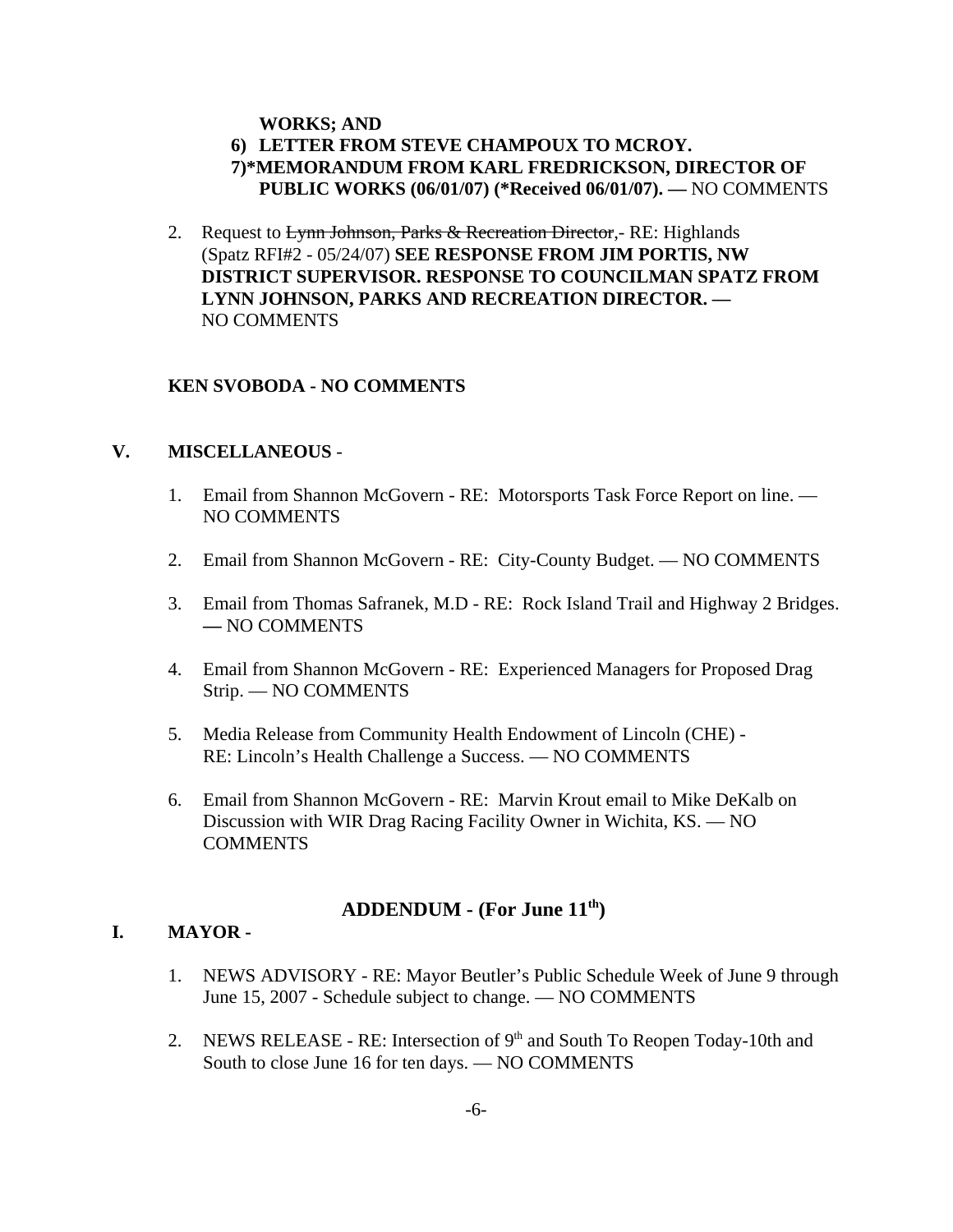**WORKS; AND**
**6) LETTER FROM STEVE CHAMPOUX TO MCROY.**
**7)*MEMORANDUM FROM KARL FREDRICKSON, DIRECTOR OF PUBLIC WORKS (06/01/07) (*Received 06/01/07). —** NO COMMENTS

2. Request to ~~Lynn Johnson, Parks & Recreation Director,~~- RE: Highlands (Spatz RFI#2 - 05/24/07) **SEE RESPONSE FROM JIM PORTIS, NW DISTRICT SUPERVISOR. RESPONSE TO COUNCILMAN SPATZ FROM LYNN JOHNSON, PARKS AND RECREATION DIRECTOR. —** NO COMMENTS

**KEN SVOBODA - NO COMMENTS**

## V. MISCELLANEOUS -

1. Email from Shannon McGovern - RE: Motorsports Task Force Report on line. — NO COMMENTS

2. Email from Shannon McGovern - RE: City-County Budget. — NO COMMENTS

3. Email from Thomas Safranek, M.D - RE: Rock Island Trail and Highway 2 Bridges. **—** NO COMMENTS

4. Email from Shannon McGovern - RE: Experienced Managers for Proposed Drag Strip. — NO COMMENTS

5. Media Release from Community Health Endowment of Lincoln (CHE) - RE: Lincoln's Health Challenge a Success. — NO COMMENTS

6. Email from Shannon McGovern - RE: Marvin Krout email to Mike DeKalb on Discussion with WIR Drag Racing Facility Owner in Wichita, KS. — NO COMMENTS

## ADDENDUM - (For June 11th)

## I. MAYOR -

1. NEWS ADVISORY - RE: Mayor Beutler's Public Schedule Week of June 9 through June 15, 2007 - Schedule subject to change. — NO COMMENTS

2. NEWS RELEASE - RE: Intersection of 9th and South To Reopen Today-10th and South to close June 16 for ten days. — NO COMMENTS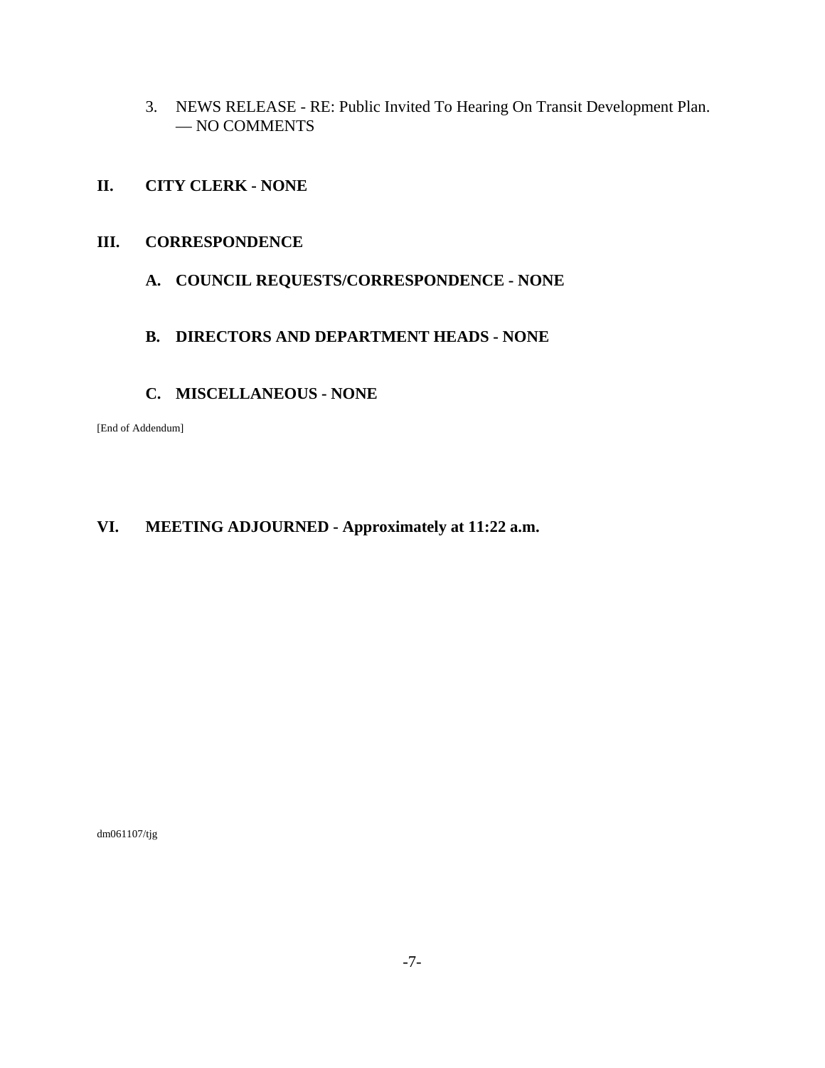3. NEWS RELEASE - RE: Public Invited To Hearing On Transit Development Plan. — NO COMMENTS

## II. CITY CLERK - NONE

## III. CORRESPONDENCE

### A. COUNCIL REQUESTS/CORRESPONDENCE - NONE

### B. DIRECTORS AND DEPARTMENT HEADS - NONE

### C. MISCELLANEOUS - NONE

[End of Addendum]

## VI. MEETING ADJOURNED - Approximately at 11:22 a.m.

dm061107/tjg